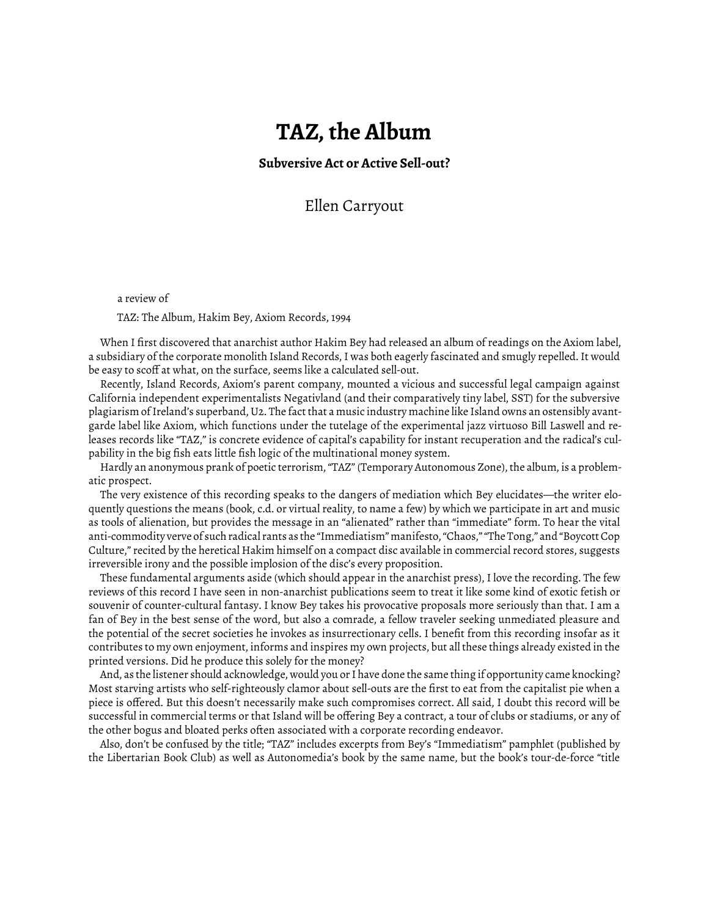# TAZ, the Album

### Subversive Act or Active Sell-out?

Ellen Carryout

a review of

TAZ: The Album, Hakim Bey, Axiom Records, 1994

When I first discovered that anarchist author Hakim Bey had released an album of readings on the Axiom label, a subsidiary of the corporate monolith Island Records, I was both eagerly fascinated and smugly repelled. It would be easy to scoff at what, on the surface, seems like a calculated sell-out.

Recently, Island Records, Axiom's parent company, mounted a vicious and successful legal campaign against California independent experimentalists Negativland (and their comparatively tiny label, SST) for the subversive plagiarism of Ireland's superband, U2. The fact that a music industry machine like Island owns an ostensibly avant-garde label like Axiom, which functions under the tutelage of the experimental jazz virtuoso Bill Laswell and releases records like "TAZ," is concrete evidence of capital's capability for instant recuperation and the radical's culpability in the big fish eats little fish logic of the multinational money system.

Hardly an anonymous prank of poetic terrorism, "TAZ" (Temporary Autonomous Zone), the album, is a problematic prospect.

The very existence of this recording speaks to the dangers of mediation which Bey elucidates—the writer eloquently questions the means (book, c.d. or virtual reality, to name a few) by which we participate in art and music as tools of alienation, but provides the message in an "alienated" rather than "immediate" form. To hear the vital anti-commodity verve of such radical rants as the "Immediatism" manifesto, "Chaos," "The Tong," and "Boycott Cop Culture," recited by the heretical Hakim himself on a compact disc available in commercial record stores, suggests irreversible irony and the possible implosion of the disc's every proposition.

These fundamental arguments aside (which should appear in the anarchist press), I love the recording. The few reviews of this record I have seen in non-anarchist publications seem to treat it like some kind of exotic fetish or souvenir of counter-cultural fantasy. I know Bey takes his provocative proposals more seriously than that. I am a fan of Bey in the best sense of the word, but also a comrade, a fellow traveler seeking unmediated pleasure and the potential of the secret societies he invokes as insurrectionary cells. I benefit from this recording insofar as it contributes to my own enjoyment, informs and inspires my own projects, but all these things already existed in the printed versions. Did he produce this solely for the money?

And, as the listener should acknowledge, would you or I have done the same thing if opportunity came knocking? Most starving artists who self-righteously clamor about sell-outs are the first to eat from the capitalist pie when a piece is offered. But this doesn't necessarily make such compromises correct. All said, I doubt this record will be successful in commercial terms or that Island will be offering Bey a contract, a tour of clubs or stadiums, or any of the other bogus and bloated perks often associated with a corporate recording endeavor.

Also, don't be confused by the title; "TAZ" includes excerpts from Bey's "Immediatism" pamphlet (published by the Libertarian Book Club) as well as Autonomedia's book by the same name, but the book's tour-de-force "title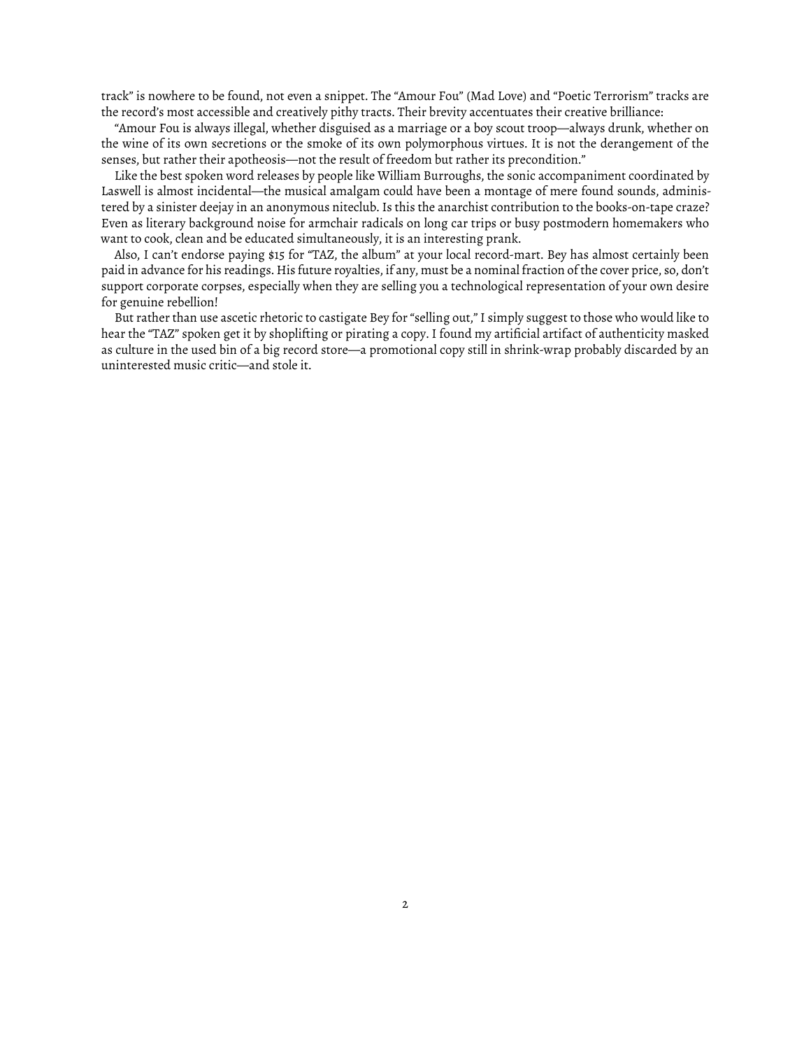track" is nowhere to be found, not even a snippet. The "Amour Fou" (Mad Love) and "Poetic Terrorism" tracks are the record's most accessible and creatively pithy tracts. Their brevity accentuates their creative brilliance:

"Amour Fou is always illegal, whether disguised as a marriage or a boy scout troop—always drunk, whether on the wine of its own secretions or the smoke of its own polymorphous virtues. It is not the derangement of the senses, but rather their apotheosis—not the result of freedom but rather its precondition."

Like the best spoken word releases by people like William Burroughs, the sonic accompaniment coordinated by Laswell is almost incidental—the musical amalgam could have been a montage of mere found sounds, administered by a sinister deejay in an anonymous niteclub. Is this the anarchist contribution to the books-on-tape craze? Even as literary background noise for armchair radicals on long car trips or busy postmodern homemakers who want to cook, clean and be educated simultaneously, it is an interesting prank.

Also, I can't endorse paying $15 for "TAZ, the album" at your local record-mart. Bey has almost certainly been paid in advance for his readings. His future royalties, if any, must be a nominal fraction of the cover price, so, don't support corporate corpses, especially when they are selling you a technological representation of your own desire for genuine rebellion!

But rather than use ascetic rhetoric to castigate Bey for "selling out," I simply suggest to those who would like to hear the "TAZ" spoken get it by shoplifting or pirating a copy. I found my artificial artifact of authenticity masked as culture in the used bin of a big record store—a promotional copy still in shrink-wrap probably discarded by an uninterested music critic—and stole it.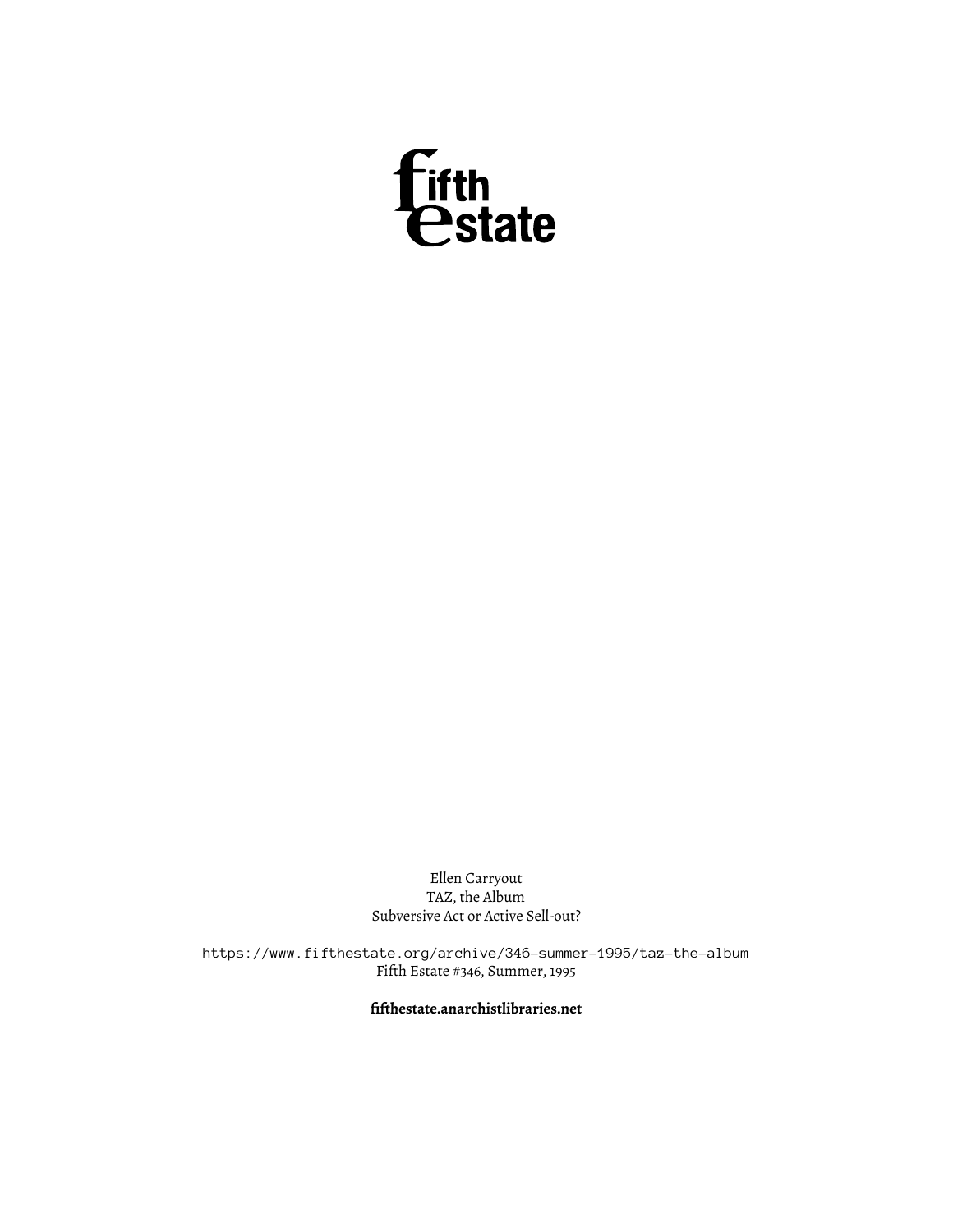Fifth Estate

Ellen Carryout
TAZ, the Album
Subversive Act or Active Sell-out?

https://www.fifthestate.org/archive/346-summer-1995/taz-the-album
Fifth Estate #346, Summer, 1995

**fifthestate.anarchistlibraries.net**